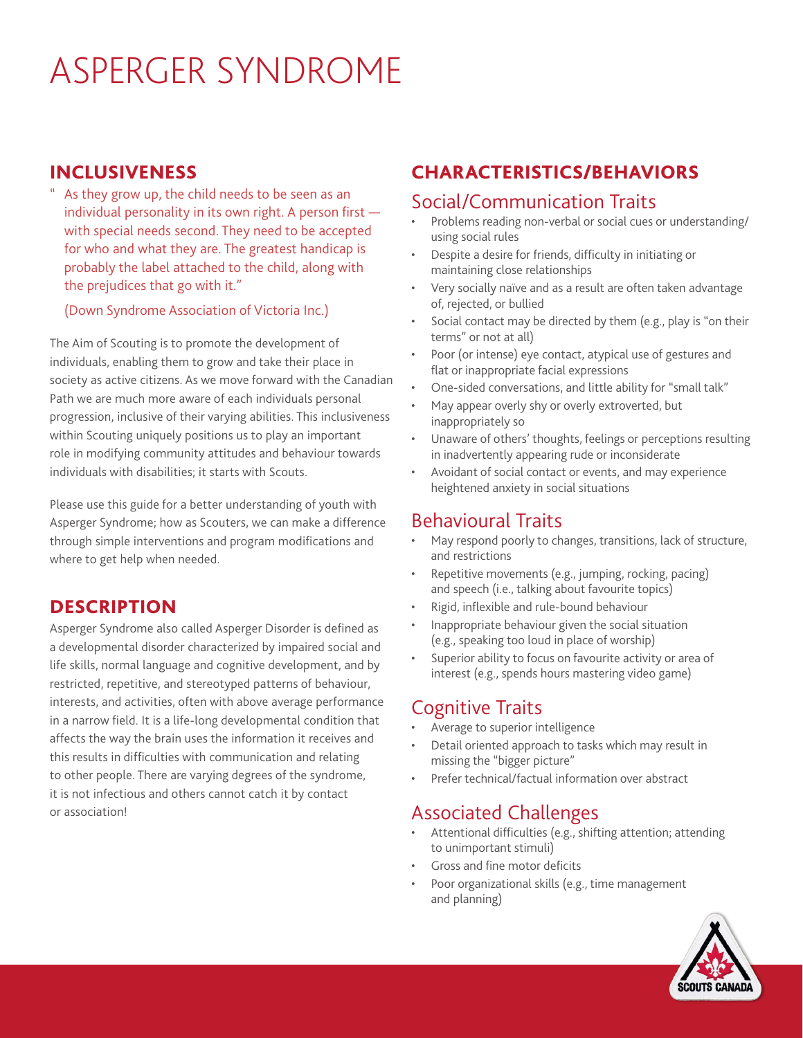# ASPERGER SYNDROME

## INCLUSIVENESS

" As they grow up, the child needs to be seen as an individual personality in its own right. A person first — with special needs second. They need to be accepted for who and what they are. The greatest handicap is probably the label attached to the child, along with the prejudices that go with it."

(Down Syndrome Association of Victoria Inc.)

The Aim of Scouting is to promote the development of individuals, enabling them to grow and take their place in society as active citizens. As we move forward with the Canadian Path we are much more aware of each individuals personal progression, inclusive of their varying abilities. This inclusiveness within Scouting uniquely positions us to play an important role in modifying community attitudes and behaviour towards individuals with disabilities; it starts with Scouts.

Please use this guide for a better understanding of youth with Asperger Syndrome; how as Scouters, we can make a difference through simple interventions and program modifications and where to get help when needed.

## DESCRIPTION

Asperger Syndrome also called Asperger Disorder is defined as a developmental disorder characterized by impaired social and life skills, normal language and cognitive development, and by restricted, repetitive, and stereotyped patterns of behaviour, interests, and activities, often with above average performance in a narrow field. It is a life-long developmental condition that affects the way the brain uses the information it receives and this results in difficulties with communication and relating to other people. There are varying degrees of the syndrome, it is not infectious and others cannot catch it by contact or association!

## CHARACTERISTICS/BEHAVIORS

### Social/Communication Traits

- Problems reading non-verbal or social cues or understanding/ using social rules
- Despite a desire for friends, difficulty in initiating or maintaining close relationships
- Very socially naïve and as a result are often taken advantage of, rejected, or bullied
- Social contact may be directed by them (e.g., play is "on their terms" or not at all)
- Poor (or intense) eye contact, atypical use of gestures and flat or inappropriate facial expressions
- One-sided conversations, and little ability for "small talk"
- May appear overly shy or overly extroverted, but inappropriately so
- Unaware of others' thoughts, feelings or perceptions resulting in inadvertently appearing rude or inconsiderate
- Avoidant of social contact or events, and may experience heightened anxiety in social situations

### Behavioural Traits

- May respond poorly to changes, transitions, lack of structure, and restrictions
- Repetitive movements (e.g., jumping, rocking, pacing) and speech (i.e., talking about favourite topics)
- Rigid, inflexible and rule-bound behaviour
- Inappropriate behaviour given the social situation (e.g., speaking too loud in place of worship)
- Superior ability to focus on favourite activity or area of interest (e.g., spends hours mastering video game)

### Cognitive Traits

- Average to superior intelligence
- Detail oriented approach to tasks which may result in missing the "bigger picture"
- Prefer technical/factual information over abstract

### Associated Challenges

- Attentional difficulties (e.g., shifting attention; attending to unimportant stimuli)
- Gross and fine motor deficits
- Poor organizational skills (e.g., time management and planning)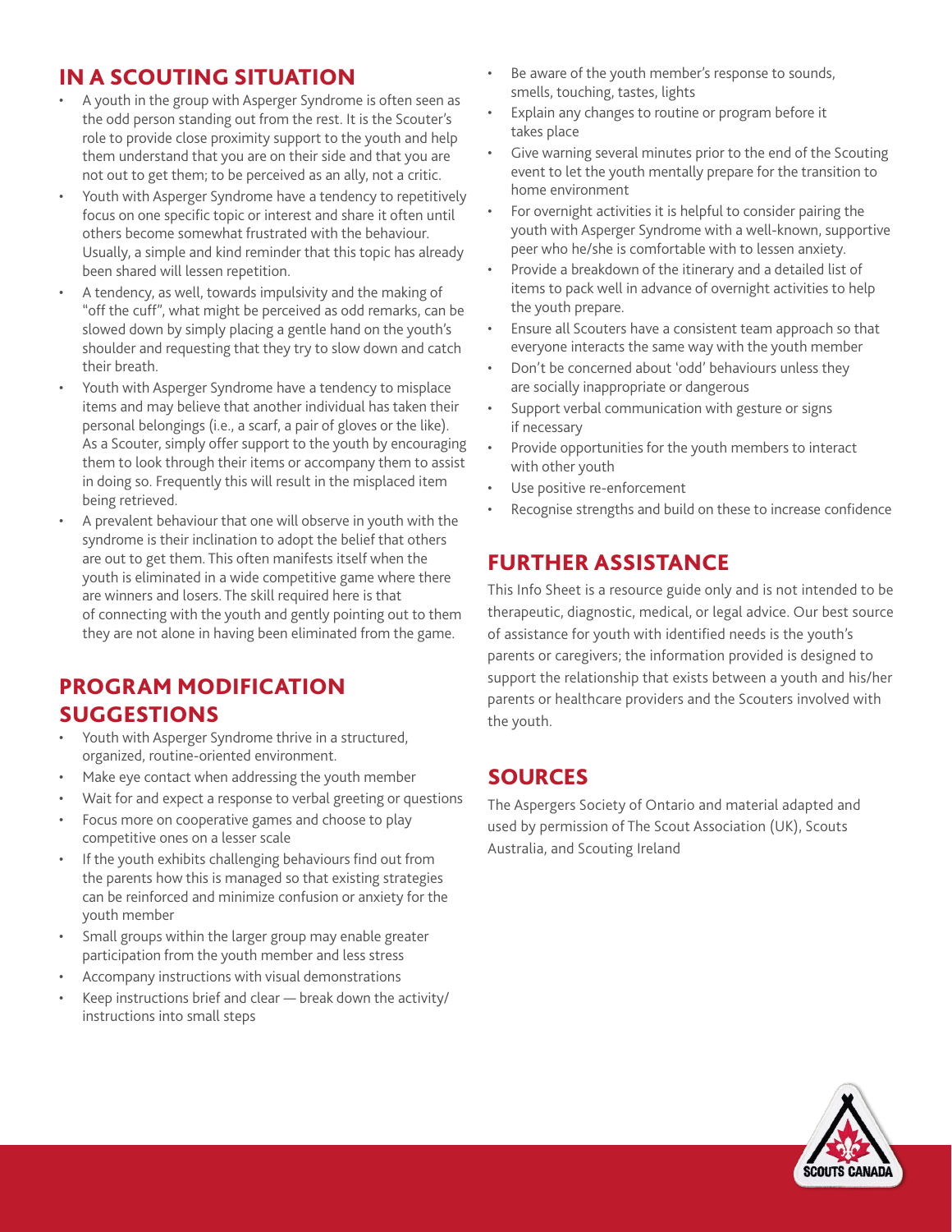## IN A SCOUTING SITUATION

- A youth in the group with Asperger Syndrome is often seen as the odd person standing out from the rest. It is the Scouter's role to provide close proximity support to the youth and help them understand that you are on their side and that you are not out to get them; to be perceived as an ally, not a critic.
- Youth with Asperger Syndrome have a tendency to repetitively focus on one specific topic or interest and share it often until others become somewhat frustrated with the behaviour. Usually, a simple and kind reminder that this topic has already been shared will lessen repetition.
- A tendency, as well, towards impulsivity and the making of "off the cuff", what might be perceived as odd remarks, can be slowed down by simply placing a gentle hand on the youth's shoulder and requesting that they try to slow down and catch their breath.
- Youth with Asperger Syndrome have a tendency to misplace items and may believe that another individual has taken their personal belongings (i.e., a scarf, a pair of gloves or the like). As a Scouter, simply offer support to the youth by encouraging them to look through their items or accompany them to assist in doing so. Frequently this will result in the misplaced item being retrieved.
- A prevalent behaviour that one will observe in youth with the syndrome is their inclination to adopt the belief that others are out to get them. This often manifests itself when the youth is eliminated in a wide competitive game where there are winners and losers. The skill required here is that of connecting with the youth and gently pointing out to them they are not alone in having been eliminated from the game.

## PROGRAM MODIFICATION SUGGESTIONS

- Youth with Asperger Syndrome thrive in a structured, organized, routine-oriented environment.
- Make eye contact when addressing the youth member
- Wait for and expect a response to verbal greeting or questions
- Focus more on cooperative games and choose to play competitive ones on a lesser scale
- If the youth exhibits challenging behaviours find out from the parents how this is managed so that existing strategies can be reinforced and minimize confusion or anxiety for the youth member
- Small groups within the larger group may enable greater participation from the youth member and less stress
- Accompany instructions with visual demonstrations
- Keep instructions brief and clear — break down the activity/instructions into small steps
- Be aware of the youth member's response to sounds, smells, touching, tastes, lights
- Explain any changes to routine or program before it takes place
- Give warning several minutes prior to the end of the Scouting event to let the youth mentally prepare for the transition to home environment
- For overnight activities it is helpful to consider pairing the youth with Asperger Syndrome with a well-known, supportive peer who he/she is comfortable with to lessen anxiety.
- Provide a breakdown of the itinerary and a detailed list of items to pack well in advance of overnight activities to help the youth prepare.
- Ensure all Scouters have a consistent team approach so that everyone interacts the same way with the youth member
- Don't be concerned about 'odd' behaviours unless they are socially inappropriate or dangerous
- Support verbal communication with gesture or signs if necessary
- Provide opportunities for the youth members to interact with other youth
- Use positive re-enforcement
- Recognise strengths and build on these to increase confidence

## FURTHER ASSISTANCE

This Info Sheet is a resource guide only and is not intended to be therapeutic, diagnostic, medical, or legal advice. Our best source of assistance for youth with identified needs is the youth's parents or caregivers; the information provided is designed to support the relationship that exists between a youth and his/her parents or healthcare providers and the Scouters involved with the youth.

## SOURCES

The Aspergers Society of Ontario and material adapted and used by permission of The Scout Association (UK), Scouts Australia, and Scouting Ireland